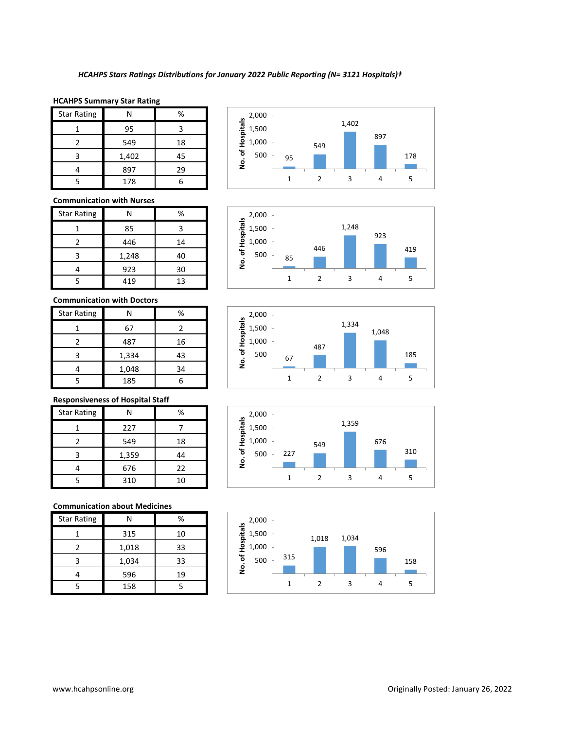*HCAHPS Stars Ratings Distributions for January 2022 Public Reporting (N= 3121 Hospitals)†*

**HCAHPS Summary Star Rating**

| Star Rating | N | % |
|---|---|---|
| 1 | 95 | 3 |
| 2 | 549 | 18 |
| 3 | 1,402 | 45 |
| 4 | 897 | 29 |
| 5 | 178 | 6 |

**Communication with Nurses**

| Star Rating | N | % |
|---|---|---|
| 1 | 85 | 3 |
| 2 | 446 | 14 |
| 3 | 1,248 | 40 |
| 4 | 923 | 30 |
| 5 | 419 | 13 |

**Communication with Doctors**

| Star Rating | N | % |
|---|---|---|
| 1 | 67 | 2 |
| 2 | 487 | 16 |
| 3 | 1,334 | 43 |
| 4 | 1,048 | 34 |
| 5 | 185 | 6 |

**Responsiveness of Hospital Staff**

| Star Rating | N | % |
|---|---|---|
| 1 | 227 | 7 |
| 2 | 549 | 18 |
| 3 | 1,359 | 44 |
| 4 | 676 | 22 |
| 5 | 310 | 10 |

**Communication about Medicines**

| Star Rating | N | % |
|---|---|---|
| 1 | 315 | 10 |
| 2 | 1,018 | 33 |
| 3 | 1,034 | 33 |
| 4 | 596 | 19 |
| 5 | 158 | 5 |

www.hcahpsonline.org

Originally Posted: January 26, 2022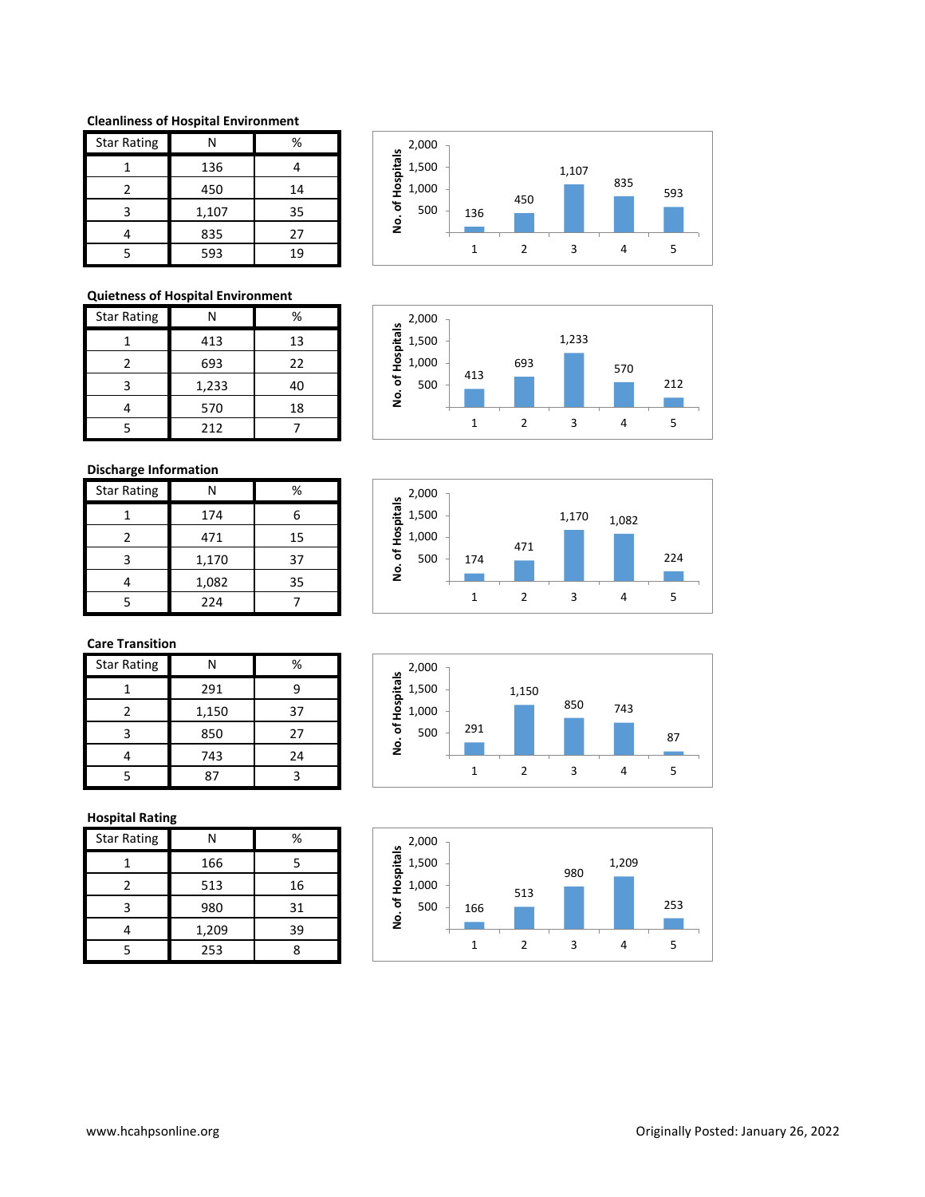**Cleanliness of Hospital Environment**

| Star Rating | N | % |
|---|---|---|
| 1 | 136 | 4 |
| 2 | 450 | 14 |
| 3 | 1,107 | 35 |
| 4 | 835 | 27 |
| 5 | 593 | 19 |

**Quietness of Hospital Environment**

| Star Rating | N | % |
|---|---|---|
| 1 | 413 | 13 |
| 2 | 693 | 22 |
| 3 | 1,233 | 40 |
| 4 | 570 | 18 |
| 5 | 212 | 7 |

**Discharge Information**

| Star Rating | N | % |
|---|---|---|
| 1 | 174 | 6 |
| 2 | 471 | 15 |
| 3 | 1,170 | 37 |
| 4 | 1,082 | 35 |
| 5 | 224 | 7 |

**Care Transition**

| Star Rating | N | % |
|---|---|---|
| 1 | 291 | 9 |
| 2 | 1,150 | 37 |
| 3 | 850 | 27 |
| 4 | 743 | 24 |
| 5 | 87 | 3 |

**Hospital Rating**

| Star Rating | N | % |
|---|---|---|
| 1 | 166 | 5 |
| 2 | 513 | 16 |
| 3 | 980 | 31 |
| 4 | 1,209 | 39 |
| 5 | 253 | 8 |

www.hcahpsonline.org

Originally Posted: January 26, 2022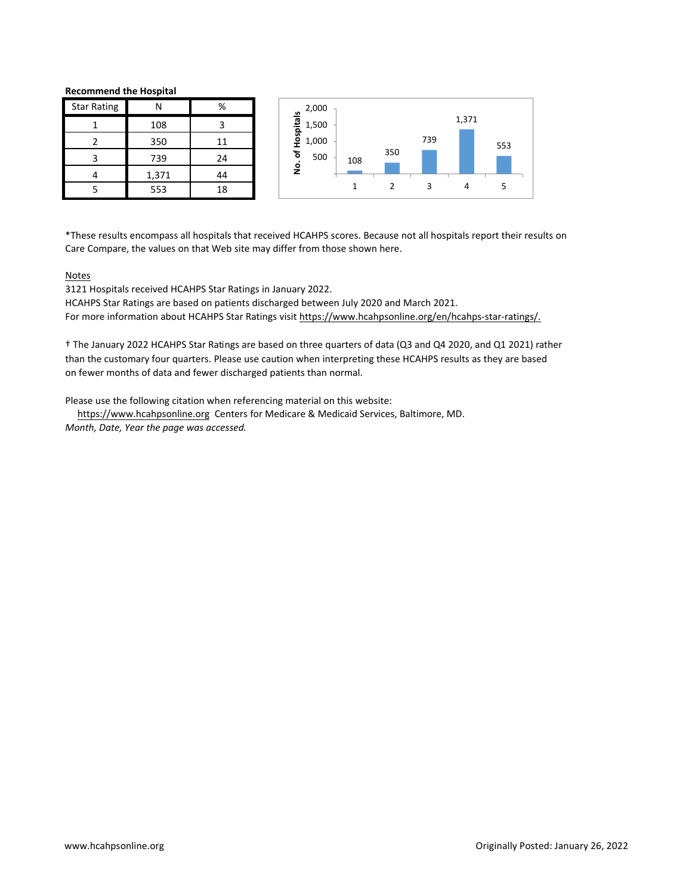**Recommend the Hospital**

| Star Rating | N | % |
|---|---|---|
| 1 | 108 | 3 |
| 2 | 350 | 11 |
| 3 | 739 | 24 |
| 4 | 1,371 | 44 |
| 5 | 553 | 18 |

No. of Hospitals

2,000
1,500
1,000
500

108
350
739
1,371
553

1
2
3
4
5

*These results encompass all hospitals that received HCAHPS scores. Because not all hospitals report their results on Care Compare, the values on that Web site may differ from those shown here.

Notes

3121 Hospitals received HCAHPS Star Ratings in January 2022.

HCAHPS Star Ratings are based on patients discharged between July 2020 and March 2021.

For more information about HCAHPS Star Ratings visit https://www.hcahpsonline.org/en/hcahps-star-ratings/.

† The January 2022 HCAHPS Star Ratings are based on three quarters of data (Q3 and Q4 2020, and Q1 2021) rather than the customary four quarters. Please use caution when interpreting these HCAHPS results as they are based on fewer months of data and fewer discharged patients than normal.

Please use the following citation when referencing material on this website:
https://www.hcahpsonline.org Centers for Medicare & Medicaid Services, Baltimore, MD.
*Month, Date, Year the page was accessed.*

www.hcahpsonline.org Originally Posted: January 26, 2022